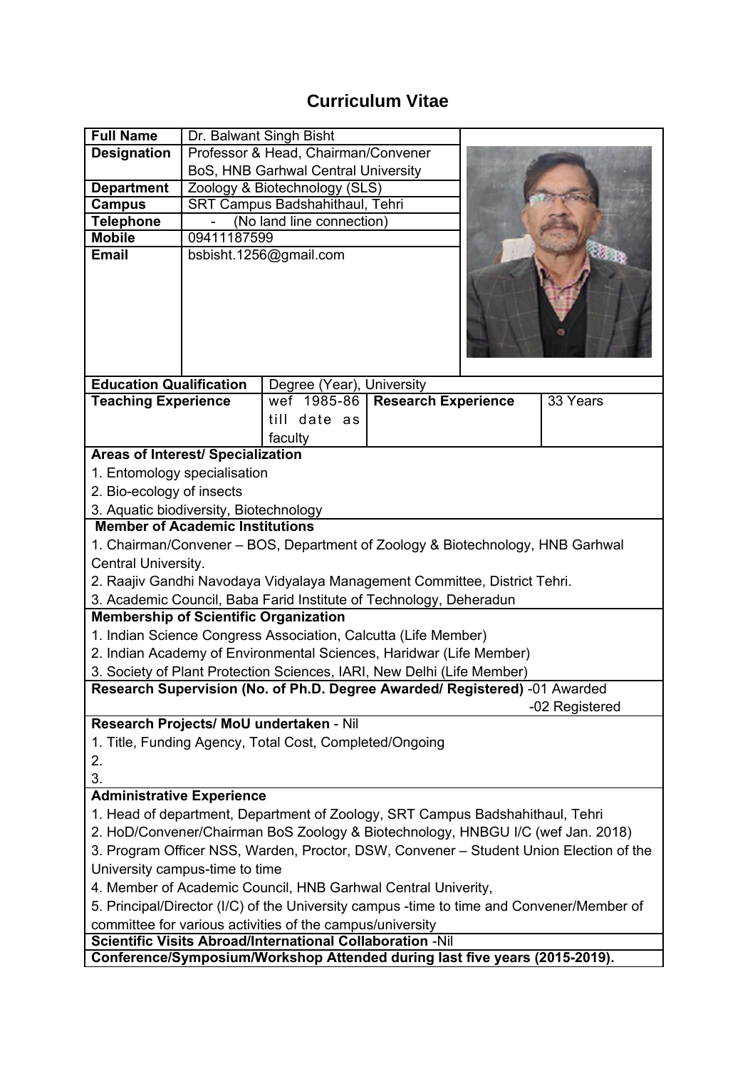# Curriculum Vitae

| **Full Name** | Dr. Balwant Singh Bisht |
|---|---|
| **Designation** | Professor & Head, Chairman/Convener BoS, HNB Garhwal Central University |
| **Department** | Zoology & Biotechnology (SLS) |
| **Campus** | SRT Campus Badshahithaul, Tehri |
| **Telephone** | - (No land line connection) |
| **Mobile** | 09411187599 |
| **Email** | bsbisht.1256@gmail.com |

| **Education Qualification** | Degree (Year), University | | |
|---|---|---|---|
| **Teaching Experience** | wef 1985-86 till date as faculty | **Research Experience** | 33 Years |

**Areas of Interest/ Specialization**

1. Entomology specialisation
2. Bio-ecology of insects
3. Aquatic biodiversity, Biotechnology

**Member of Academic Institutions**

1. Chairman/Convener – BOS, Department of Zoology & Biotechnology, HNB Garhwal Central University.
2. Raajiv Gandhi Navodaya Vidyalaya Management Committee, District Tehri.
3. Academic Council, Baba Farid Institute of Technology, Deheradun

**Membership of Scientific Organization**

1. Indian Science Congress Association, Calcutta (Life Member)
2. Indian Academy of Environmental Sciences, Haridwar (Life Member)
3. Society of Plant Protection Sciences, IARI, New Delhi (Life Member)

**Research Supervision (No. of Ph.D. Degree Awarded/ Registered)** -01 Awarded
-02 Registered

**Research Projects/ MoU undertaken** - Nil

1. Title, Funding Agency, Total Cost, Completed/Ongoing
2.
3.

**Administrative Experience**

1. Head of department, Department of Zoology, SRT Campus Badshahithaul, Tehri
2. HoD/Convener/Chairman BoS Zoology & Biotechnology, HNBGU I/C (wef Jan. 2018)
3. Program Officer NSS, Warden, Proctor, DSW, Convener – Student Union Election of the University campus-time to time
4. Member of Academic Council, HNB Garhwal Central Univerity,
5. Principal/Director (I/C) of the University campus -time to time and Convener/Member of committee for various activities of the campus/university

**Scientific Visits Abroad/International Collaboration** -Nil

**Conference/Symposium/Workshop Attended during last five years (2015-2019).**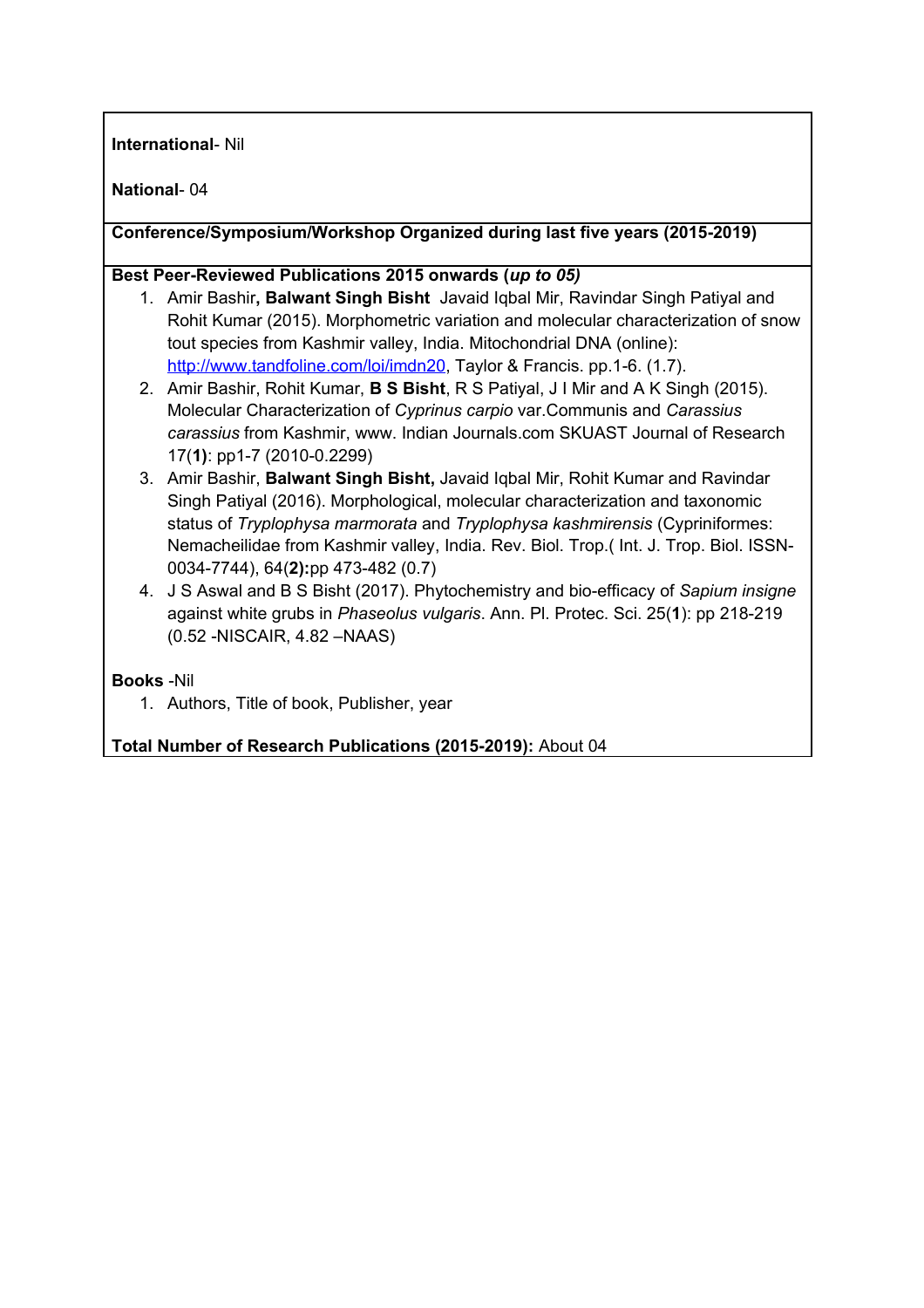**International**- Nil

**National**- 04

**Conference/Symposium/Workshop Organized during last five years (2015-2019)**

**Best Peer-Reviewed Publications 2015 onwards (*up to 05)***

1. Amir Bashir**, Balwant Singh Bisht** Javaid Iqbal Mir, Ravindar Singh Patiyal and Rohit Kumar (2015). Morphometric variation and molecular characterization of snow tout species from Kashmir valley, India. Mitochondrial DNA (online): [http://www.tandfoline.com/loi/imdn20](http://www.tandfoline.com/loi/imdn20), Taylor & Francis. pp.1-6. (1.7).
2. Amir Bashir, Rohit Kumar, **B S Bisht**, R S Patiyal, J I Mir and A K Singh (2015). Molecular Characterization of *Cyprinus carpio* var.Communis and *Carassius carassius* from Kashmir, www. Indian Journals.com SKUAST Journal of Research 17(**1)**: pp1-7 (2010-0.2299)
3. Amir Bashir, **Balwant Singh Bisht,** Javaid Iqbal Mir, Rohit Kumar and Ravindar Singh Patiyal (2016). Morphological, molecular characterization and taxonomic status of *Tryplophysa marmorata* and *Tryplophysa kashmirensis* (Cypriniformes: Nemacheilidae from Kashmir valley, India. Rev. Biol. Trop.( Int. J. Trop. Biol. ISSN-0034-7744), 64(**2):**pp 473-482 (0.7)
4. J S Aswal and B S Bisht (2017). Phytochemistry and bio-efficacy of *Sapium insigne* against white grubs in *Phaseolus vulgaris*. Ann. Pl. Protec. Sci. 25(**1**): pp 218-219 (0.52 -NISCAIR, 4.82 –NAAS)

**Books** -Nil

1. Authors, Title of book, Publisher, year

**Total Number of Research Publications (2015-2019):** About 04